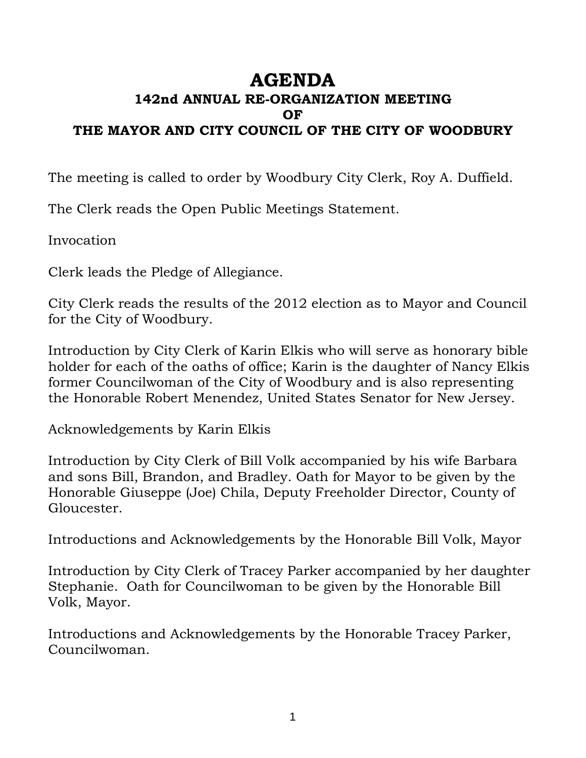# AGENDA

### 142nd ANNUAL RE-ORGANIZATION MEETING
### OF
### THE MAYOR AND CITY COUNCIL OF THE CITY OF WOODBURY

The meeting is called to order by Woodbury City Clerk, Roy A. Duffield.

The Clerk reads the Open Public Meetings Statement.

Invocation

Clerk leads the Pledge of Allegiance.

City Clerk reads the results of the 2012 election as to Mayor and Council for the City of Woodbury.

Introduction by City Clerk of Karin Elkis who will serve as honorary bible holder for each of the oaths of office; Karin is the daughter of Nancy Elkis former Councilwoman of the City of Woodbury and is also representing the Honorable Robert Menendez, United States Senator for New Jersey.

Acknowledgements by Karin Elkis

Introduction by City Clerk of Bill Volk accompanied by his wife Barbara and sons Bill, Brandon, and Bradley. Oath for Mayor to be given by the Honorable Giuseppe (Joe) Chila, Deputy Freeholder Director, County of Gloucester.

Introductions and Acknowledgements by the Honorable Bill Volk, Mayor

Introduction by City Clerk of Tracey Parker accompanied by her daughter Stephanie. Oath for Councilwoman to be given by the Honorable Bill Volk, Mayor.

Introductions and Acknowledgements by the Honorable Tracey Parker, Councilwoman.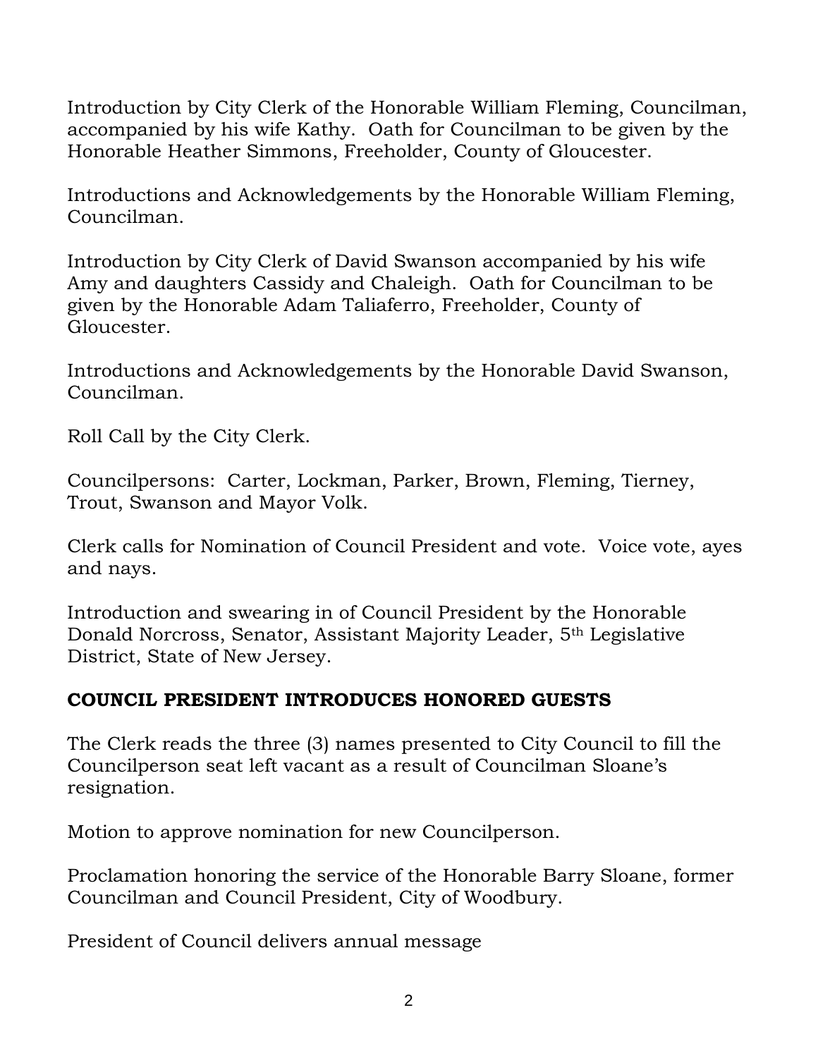Introduction by City Clerk of the Honorable William Fleming, Councilman, accompanied by his wife Kathy. Oath for Councilman to be given by the Honorable Heather Simmons, Freeholder, County of Gloucester.

Introductions and Acknowledgements by the Honorable William Fleming, Councilman.

Introduction by City Clerk of David Swanson accompanied by his wife Amy and daughters Cassidy and Chaleigh. Oath for Councilman to be given by the Honorable Adam Taliaferro, Freeholder, County of Gloucester.

Introductions and Acknowledgements by the Honorable David Swanson, Councilman.

Roll Call by the City Clerk.

Councilpersons: Carter, Lockman, Parker, Brown, Fleming, Tierney, Trout, Swanson and Mayor Volk.

Clerk calls for Nomination of Council President and vote. Voice vote, ayes and nays.

Introduction and swearing in of Council President by the Honorable Donald Norcross, Senator, Assistant Majority Leader, 5th Legislative District, State of New Jersey.

**COUNCIL PRESIDENT INTRODUCES HONORED GUESTS**

The Clerk reads the three (3) names presented to City Council to fill the Councilperson seat left vacant as a result of Councilman Sloane's resignation.

Motion to approve nomination for new Councilperson.

Proclamation honoring the service of the Honorable Barry Sloane, former Councilman and Council President, City of Woodbury.

President of Council delivers annual message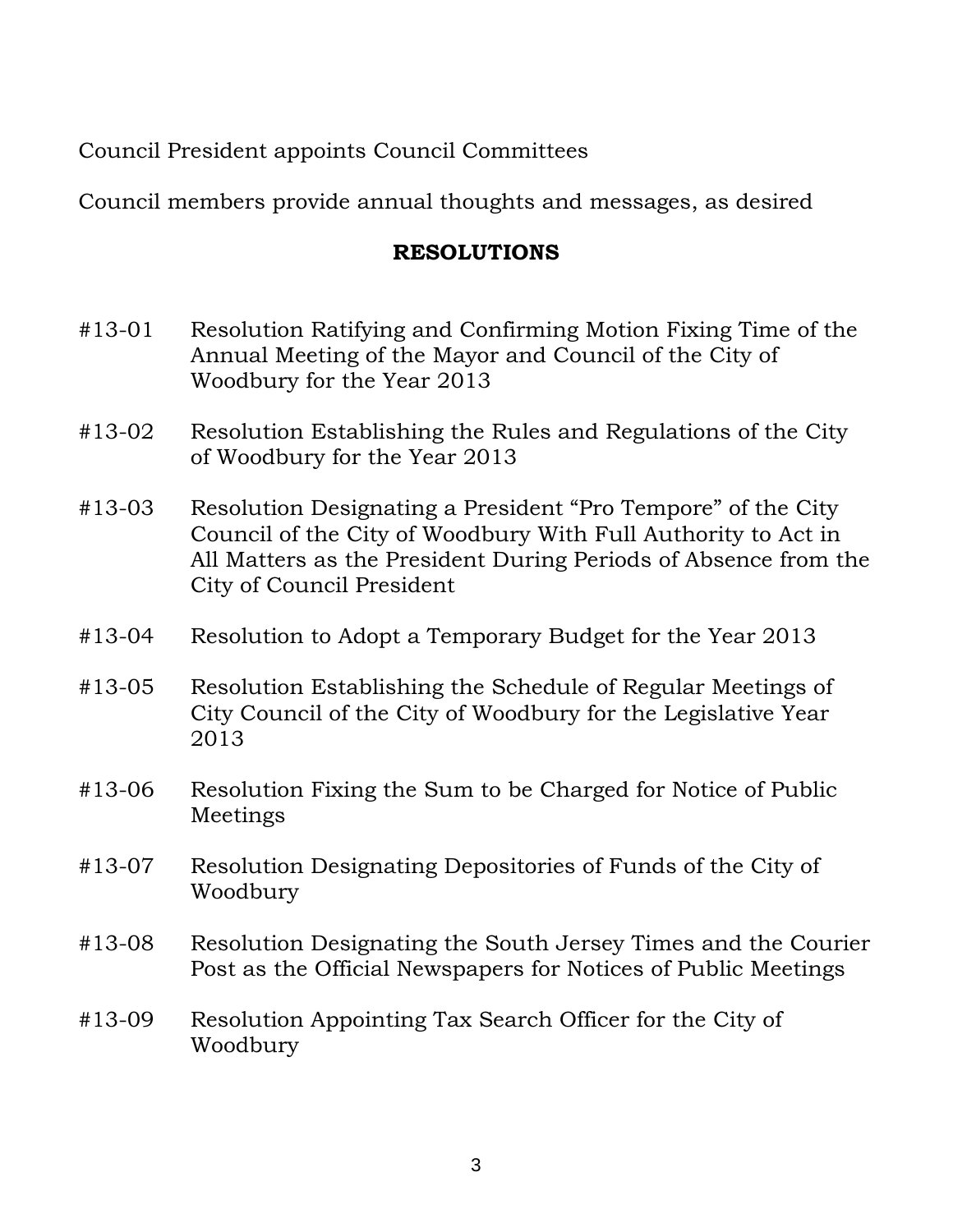Council President appoints Council Committees

Council members provide annual thoughts and messages, as desired

## RESOLUTIONS

#13-01 Resolution Ratifying and Confirming Motion Fixing Time of the Annual Meeting of the Mayor and Council of the City of Woodbury for the Year 2013

#13-02 Resolution Establishing the Rules and Regulations of the City of Woodbury for the Year 2013

#13-03 Resolution Designating a President "Pro Tempore" of the City Council of the City of Woodbury With Full Authority to Act in All Matters as the President During Periods of Absence from the City of Council President

#13-04 Resolution to Adopt a Temporary Budget for the Year 2013

#13-05 Resolution Establishing the Schedule of Regular Meetings of City Council of the City of Woodbury for the Legislative Year 2013

#13-06 Resolution Fixing the Sum to be Charged for Notice of Public Meetings

#13-07 Resolution Designating Depositories of Funds of the City of Woodbury

#13-08 Resolution Designating the South Jersey Times and the Courier Post as the Official Newspapers for Notices of Public Meetings

#13-09 Resolution Appointing Tax Search Officer for the City of Woodbury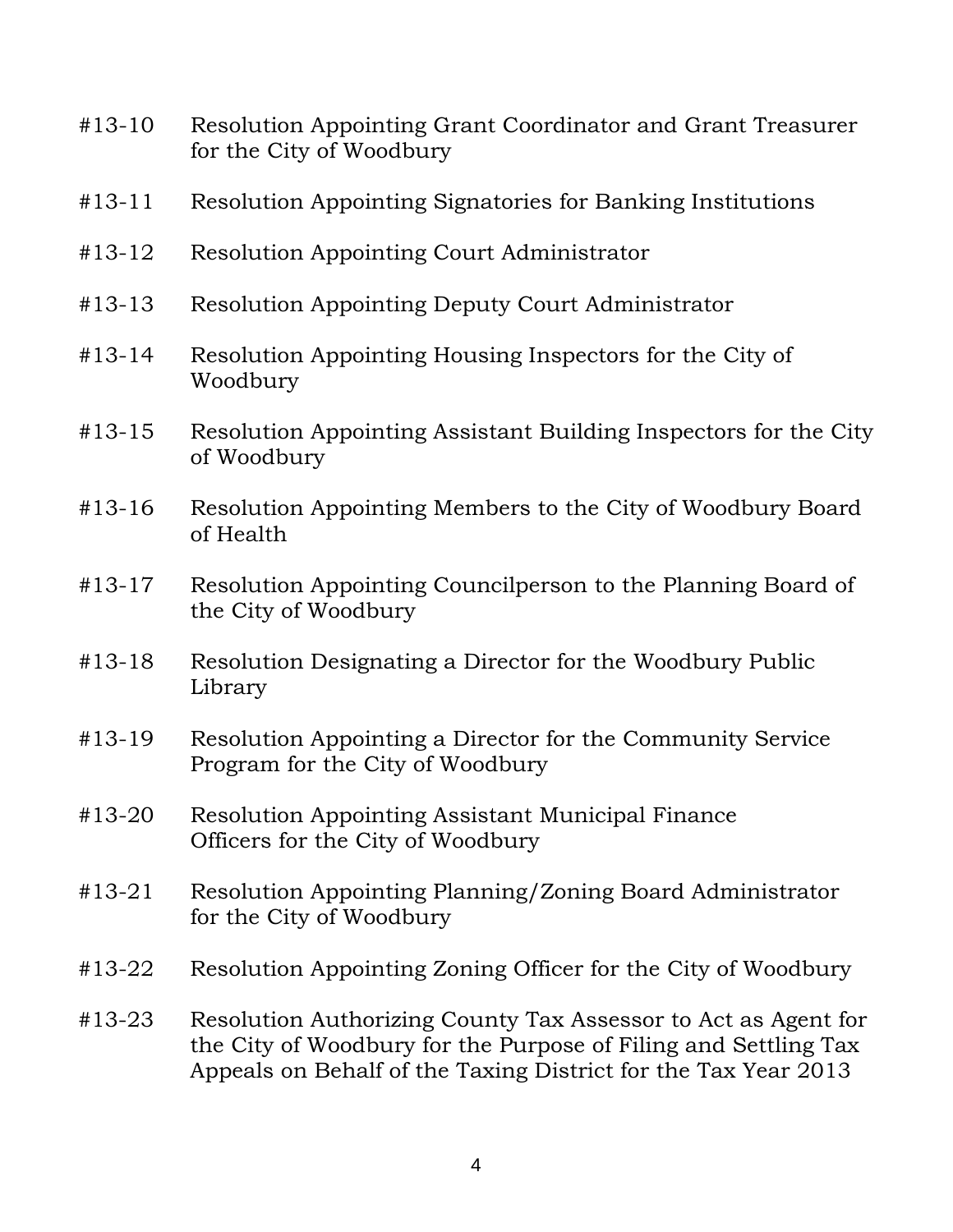#13-10 Resolution Appointing Grant Coordinator and Grant Treasurer for the City of Woodbury

#13-11 Resolution Appointing Signatories for Banking Institutions

#13-12 Resolution Appointing Court Administrator

#13-13 Resolution Appointing Deputy Court Administrator

#13-14 Resolution Appointing Housing Inspectors for the City of Woodbury

#13-15 Resolution Appointing Assistant Building Inspectors for the City of Woodbury

#13-16 Resolution Appointing Members to the City of Woodbury Board of Health

#13-17 Resolution Appointing Councilperson to the Planning Board of the City of Woodbury

#13-18 Resolution Designating a Director for the Woodbury Public Library

#13-19 Resolution Appointing a Director for the Community Service Program for the City of Woodbury

#13-20 Resolution Appointing Assistant Municipal Finance Officers for the City of Woodbury

#13-21 Resolution Appointing Planning/Zoning Board Administrator for the City of Woodbury

#13-22 Resolution Appointing Zoning Officer for the City of Woodbury

#13-23 Resolution Authorizing County Tax Assessor to Act as Agent for the City of Woodbury for the Purpose of Filing and Settling Tax Appeals on Behalf of the Taxing District for the Tax Year 2013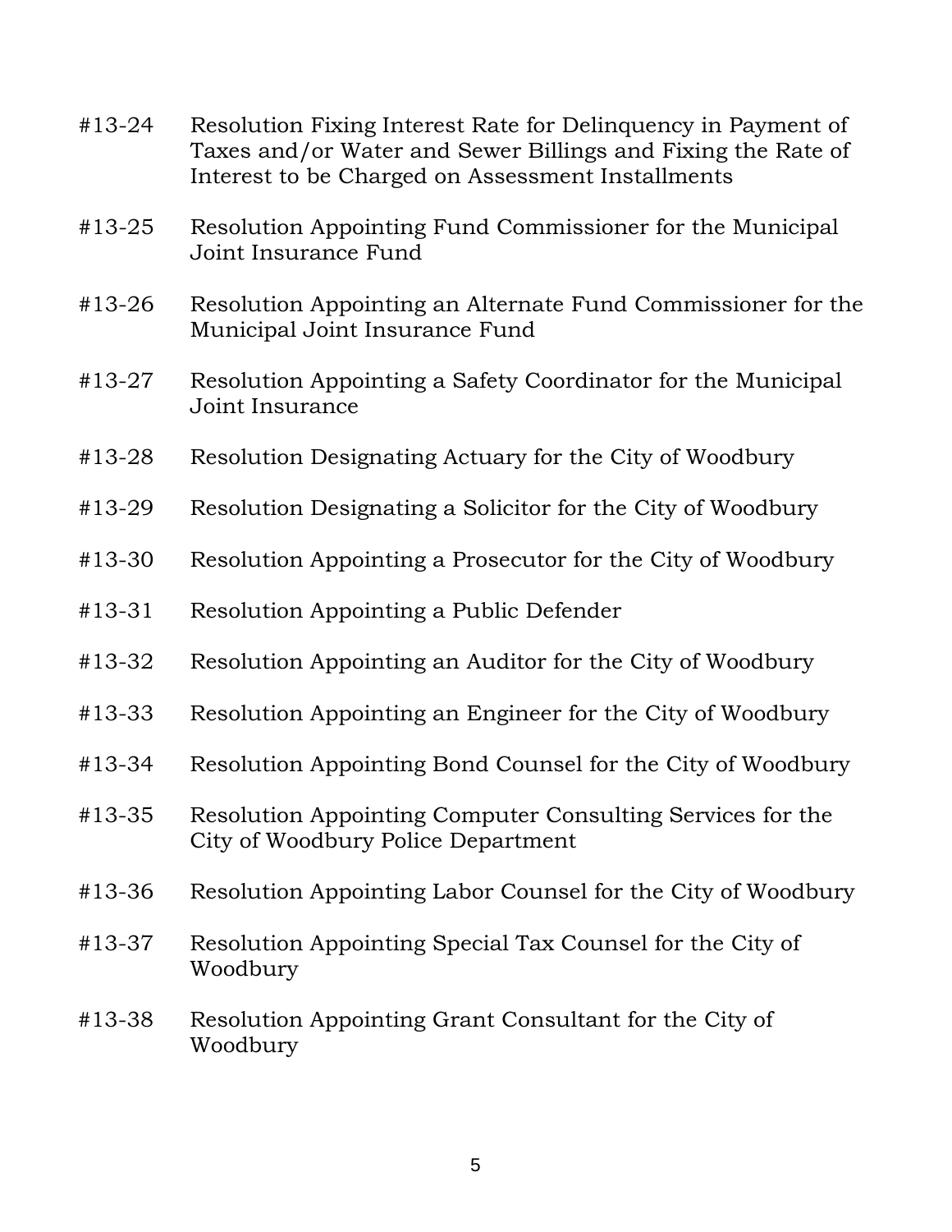#13-24 Resolution Fixing Interest Rate for Delinquency in Payment of Taxes and/or Water and Sewer Billings and Fixing the Rate of Interest to be Charged on Assessment Installments

#13-25 Resolution Appointing Fund Commissioner for the Municipal Joint Insurance Fund

#13-26 Resolution Appointing an Alternate Fund Commissioner for the Municipal Joint Insurance Fund

#13-27 Resolution Appointing a Safety Coordinator for the Municipal Joint Insurance

#13-28 Resolution Designating Actuary for the City of Woodbury

#13-29 Resolution Designating a Solicitor for the City of Woodbury

#13-30 Resolution Appointing a Prosecutor for the City of Woodbury

#13-31 Resolution Appointing a Public Defender

#13-32 Resolution Appointing an Auditor for the City of Woodbury

#13-33 Resolution Appointing an Engineer for the City of Woodbury

#13-34 Resolution Appointing Bond Counsel for the City of Woodbury

#13-35 Resolution Appointing Computer Consulting Services for the City of Woodbury Police Department

#13-36 Resolution Appointing Labor Counsel for the City of Woodbury

#13-37 Resolution Appointing Special Tax Counsel for the City of Woodbury

#13-38 Resolution Appointing Grant Consultant for the City of Woodbury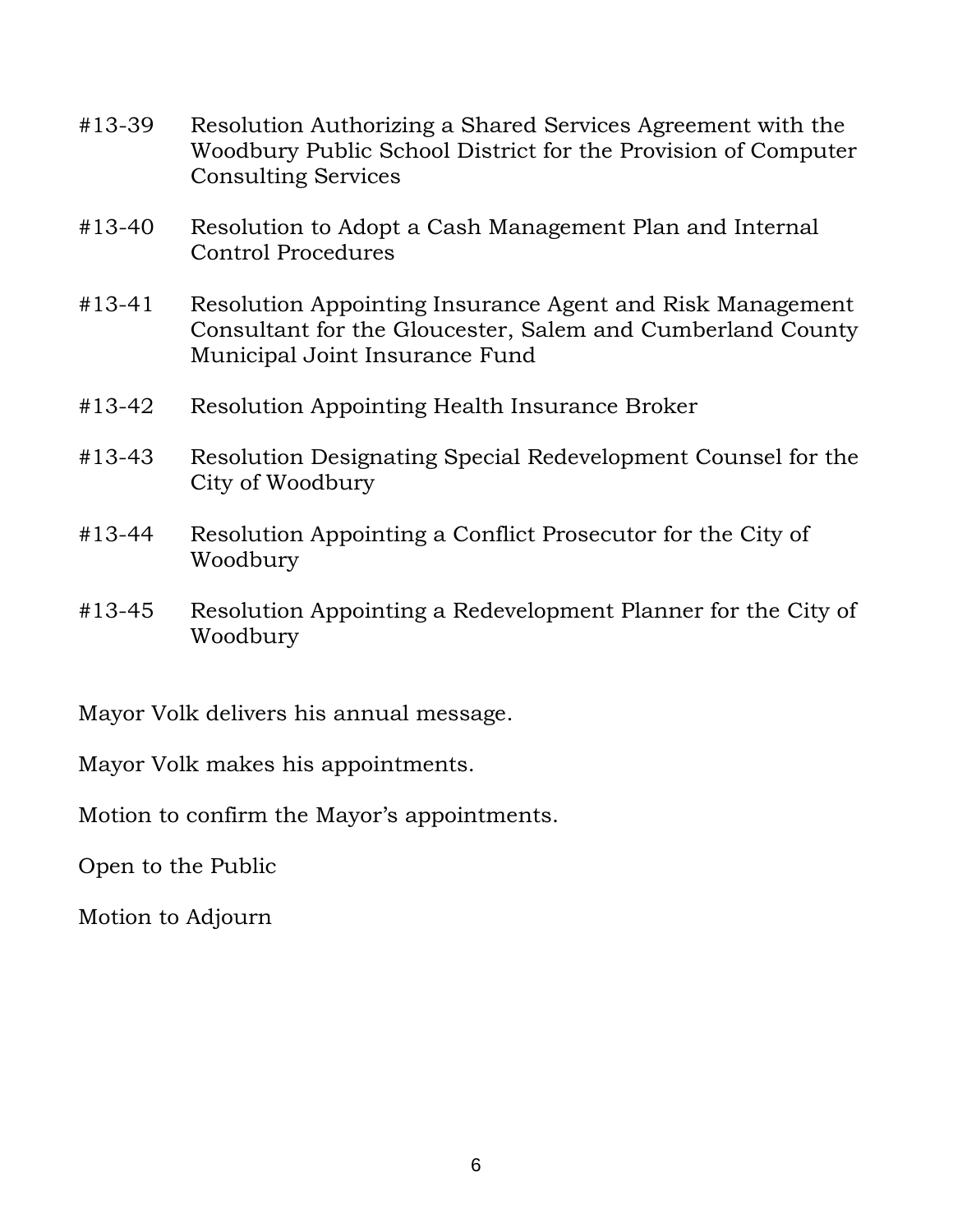#13-39 Resolution Authorizing a Shared Services Agreement with the Woodbury Public School District for the Provision of Computer Consulting Services

#13-40 Resolution to Adopt a Cash Management Plan and Internal Control Procedures

#13-41 Resolution Appointing Insurance Agent and Risk Management Consultant for the Gloucester, Salem and Cumberland County Municipal Joint Insurance Fund

#13-42 Resolution Appointing Health Insurance Broker

#13-43 Resolution Designating Special Redevelopment Counsel for the City of Woodbury

#13-44 Resolution Appointing a Conflict Prosecutor for the City of Woodbury

#13-45 Resolution Appointing a Redevelopment Planner for the City of Woodbury

Mayor Volk delivers his annual message.

Mayor Volk makes his appointments.

Motion to confirm the Mayor's appointments.

Open to the Public

Motion to Adjourn